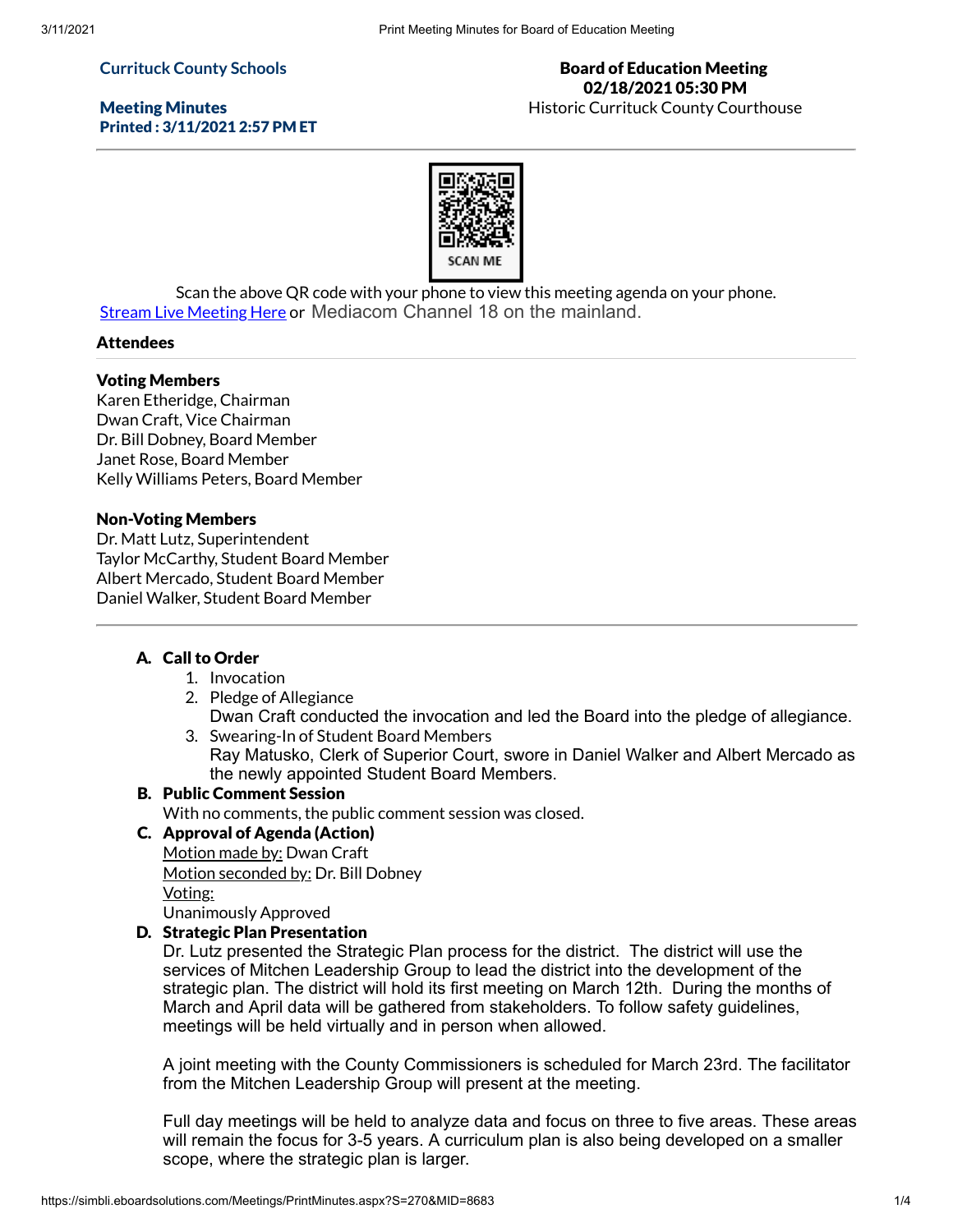**Currituck County Schools**

**Meeting Minutes**
**Printed : 3/11/2021 2:57 PM ET**

**Board of Education Meeting**
**02/18/2021 05:30 PM**
Historic Currituck County Courthouse

SCAN ME

Scan the above QR code with your phone to view this meeting agenda on your phone.
Stream Live Meeting Here or Mediacom Channel 18 on the mainland.

## Attendees

### Voting Members

Karen Etheridge, Chairman
Dwan Craft, Vice Chairman
Dr. Bill Dobney, Board Member
Janet Rose, Board Member
Kelly Williams Peters, Board Member

### Non-Voting Members

Dr. Matt Lutz, Superintendent
Taylor McCarthy, Student Board Member
Albert Mercado, Student Board Member
Daniel Walker, Student Board Member

---

**A. Call to Order**

1. Invocation
2. Pledge of Allegiance
   Dwan Craft conducted the invocation and led the Board into the pledge of allegiance.
3. Swearing-In of Student Board Members
   Ray Matusko, Clerk of Superior Court, swore in Daniel Walker and Albert Mercado as the newly appointed Student Board Members.

**B. Public Comment Session**

With no comments, the public comment session was closed.

**C. Approval of Agenda (Action)**

Motion made by: Dwan Craft
Motion seconded by: Dr. Bill Dobney
Voting:
Unanimously Approved

**D. Strategic Plan Presentation**

Dr. Lutz presented the Strategic Plan process for the district. The district will use the services of Mitchen Leadership Group to lead the district into the development of the strategic plan. The district will hold its first meeting on March 12th. During the months of March and April data will be gathered from stakeholders. To follow safety guidelines, meetings will be held virtually and in person when allowed.

A joint meeting with the County Commissioners is scheduled for March 23rd. The facilitator from the Mitchen Leadership Group will present at the meeting.

Full day meetings will be held to analyze data and focus on three to five areas. These areas will remain the focus for 3-5 years. A curriculum plan is also being developed on a smaller scope, where the strategic plan is larger.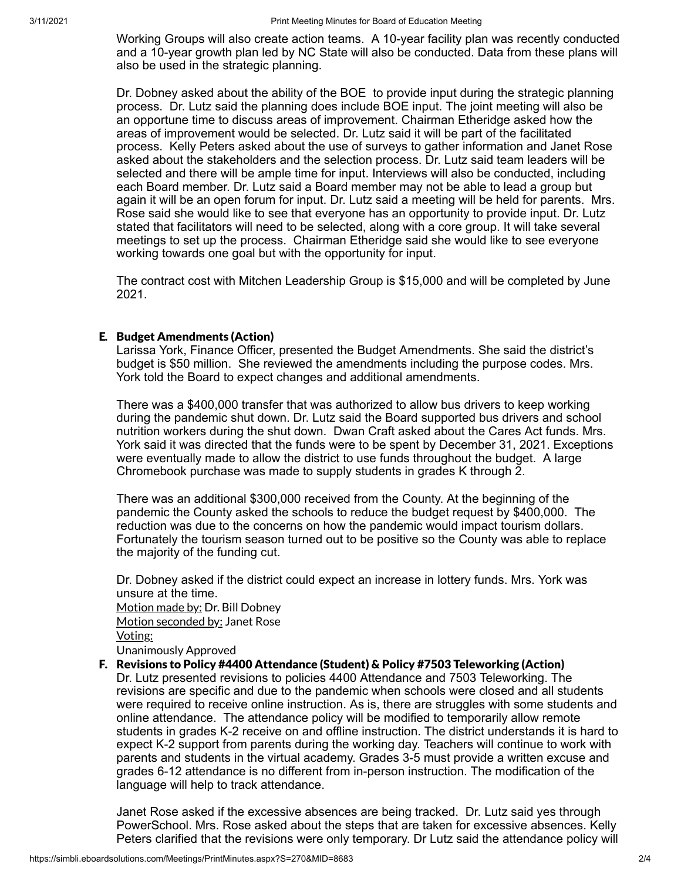Working Groups will also create action teams. A 10-year facility plan was recently conducted and a 10-year growth plan led by NC State will also be conducted. Data from these plans will also be used in the strategic planning.

Dr. Dobney asked about the ability of the BOE to provide input during the strategic planning process. Dr. Lutz said the planning does include BOE input. The joint meeting will also be an opportune time to discuss areas of improvement. Chairman Etheridge asked how the areas of improvement would be selected. Dr. Lutz said it will be part of the facilitated process. Kelly Peters asked about the use of surveys to gather information and Janet Rose asked about the stakeholders and the selection process. Dr. Lutz said team leaders will be selected and there will be ample time for input. Interviews will also be conducted, including each Board member. Dr. Lutz said a Board member may not be able to lead a group but again it will be an open forum for input. Dr. Lutz said a meeting will be held for parents. Mrs. Rose said she would like to see that everyone has an opportunity to provide input. Dr. Lutz stated that facilitators will need to be selected, along with a core group. It will take several meetings to set up the process. Chairman Etheridge said she would like to see everyone working towards one goal but with the opportunity for input.

The contract cost with Mitchen Leadership Group is $15,000 and will be completed by June 2021.

### E. Budget Amendments (Action)

Larissa York, Finance Officer, presented the Budget Amendments. She said the district's budget is $50 million. She reviewed the amendments including the purpose codes. Mrs. York told the Board to expect changes and additional amendments.

There was a $400,000 transfer that was authorized to allow bus drivers to keep working during the pandemic shut down. Dr. Lutz said the Board supported bus drivers and school nutrition workers during the shut down. Dwan Craft asked about the Cares Act funds. Mrs. York said it was directed that the funds were to be spent by December 31, 2021. Exceptions were eventually made to allow the district to use funds throughout the budget. A large Chromebook purchase was made to supply students in grades K through 2.

There was an additional $300,000 received from the County. At the beginning of the pandemic the County asked the schools to reduce the budget request by $400,000. The reduction was due to the concerns on how the pandemic would impact tourism dollars. Fortunately the tourism season turned out to be positive so the County was able to replace the majority of the funding cut.

Dr. Dobney asked if the district could expect an increase in lottery funds. Mrs. York was unsure at the time.

Motion made by: Dr. Bill Dobney
Motion seconded by: Janet Rose
Voting:
Unanimously Approved

### F. Revisions to Policy #4400 Attendance (Student) & Policy #7503 Teleworking (Action)

Dr. Lutz presented revisions to policies 4400 Attendance and 7503 Teleworking. The revisions are specific and due to the pandemic when schools were closed and all students were required to receive online instruction. As is, there are struggles with some students and online attendance. The attendance policy will be modified to temporarily allow remote students in grades K-2 receive on and offline instruction. The district understands it is hard to expect K-2 support from parents during the working day. Teachers will continue to work with parents and students in the virtual academy. Grades 3-5 must provide a written excuse and grades 6-12 attendance is no different from in-person instruction. The modification of the language will help to track attendance.

Janet Rose asked if the excessive absences are being tracked. Dr. Lutz said yes through PowerSchool. Mrs. Rose asked about the steps that are taken for excessive absences. Kelly Peters clarified that the revisions were only temporary. Dr Lutz said the attendance policy will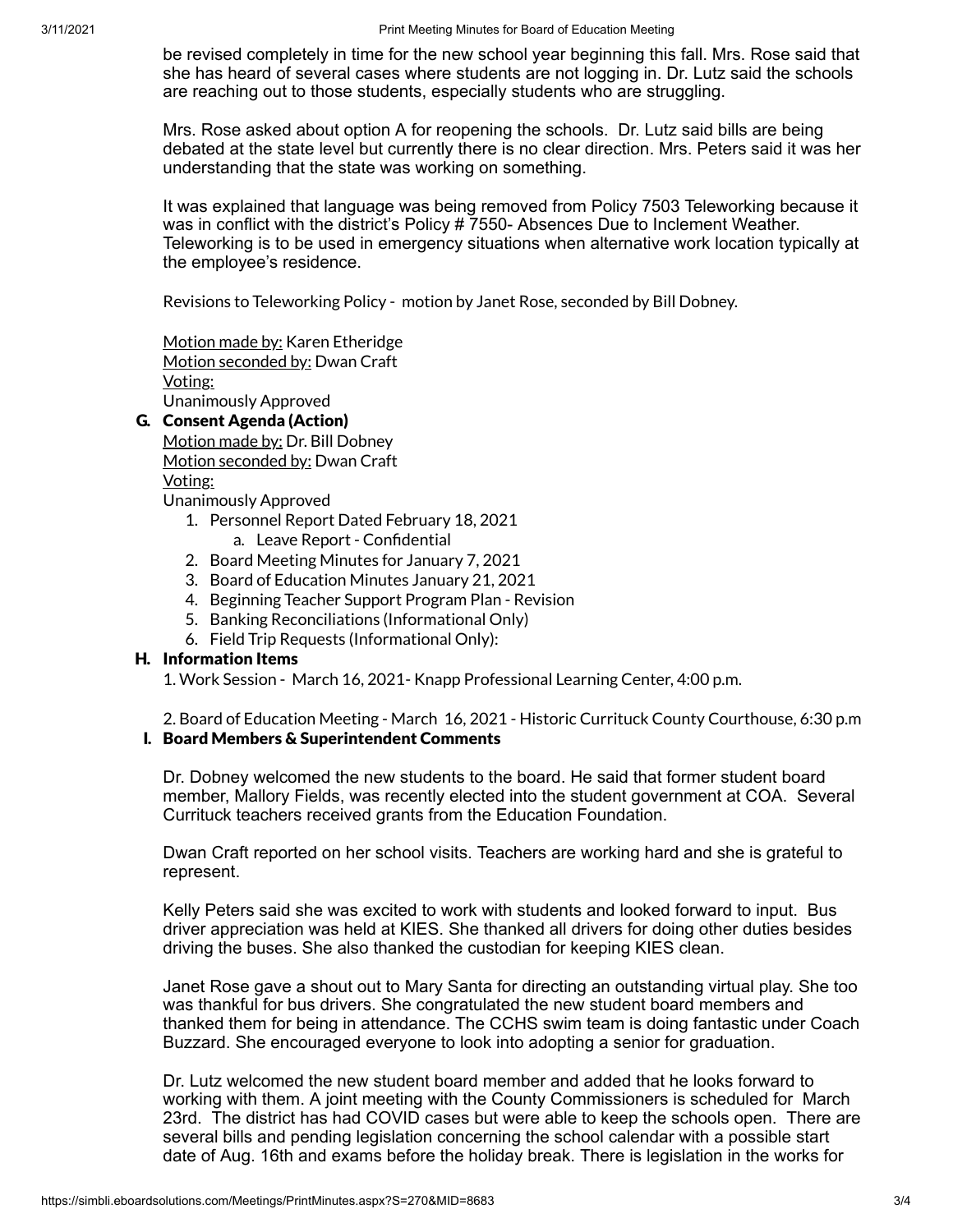be revised completely in time for the new school year beginning this fall. Mrs. Rose said that she has heard of several cases where students are not logging in. Dr. Lutz said the schools are reaching out to those students, especially students who are struggling.

Mrs. Rose asked about option A for reopening the schools. Dr. Lutz said bills are being debated at the state level but currently there is no clear direction. Mrs. Peters said it was her understanding that the state was working on something.

It was explained that language was being removed from Policy 7503 Teleworking because it was in conflict with the district's Policy # 7550- Absences Due to Inclement Weather. Teleworking is to be used in emergency situations when alternative work location typically at the employee's residence.

Revisions to Teleworking Policy - motion by Janet Rose, seconded by Bill Dobney.

Motion made by: Karen Etheridge
Motion seconded by: Dwan Craft
Voting:
Unanimously Approved

## G. Consent Agenda (Action)

Motion made by: Dr. Bill Dobney
Motion seconded by: Dwan Craft
Voting:
Unanimously Approved

1. Personnel Report Dated February 18, 2021
    a. Leave Report - Confidential
2. Board Meeting Minutes for January 7, 2021
3. Board of Education Minutes January 21, 2021
4. Beginning Teacher Support Program Plan - Revision
5. Banking Reconciliations (Informational Only)
6. Field Trip Requests (Informational Only):

## H. Information Items

1. Work Session - March 16, 2021- Knapp Professional Learning Center, 4:00 p.m.

2. Board of Education Meeting - March 16, 2021 - Historic Currituck County Courthouse, 6:30 p.m

## I. Board Members & Superintendent Comments

Dr. Dobney welcomed the new students to the board. He said that former student board member, Mallory Fields, was recently elected into the student government at COA. Several Currituck teachers received grants from the Education Foundation.

Dwan Craft reported on her school visits. Teachers are working hard and she is grateful to represent.

Kelly Peters said she was excited to work with students and looked forward to input. Bus driver appreciation was held at KIES. She thanked all drivers for doing other duties besides driving the buses. She also thanked the custodian for keeping KIES clean.

Janet Rose gave a shout out to Mary Santa for directing an outstanding virtual play. She too was thankful for bus drivers. She congratulated the new student board members and thanked them for being in attendance. The CCHS swim team is doing fantastic under Coach Buzzard. She encouraged everyone to look into adopting a senior for graduation.

Dr. Lutz welcomed the new student board member and added that he looks forward to working with them. A joint meeting with the County Commissioners is scheduled for March 23rd. The district has had COVID cases but were able to keep the schools open. There are several bills and pending legislation concerning the school calendar with a possible start date of Aug. 16th and exams before the holiday break. There is legislation in the works for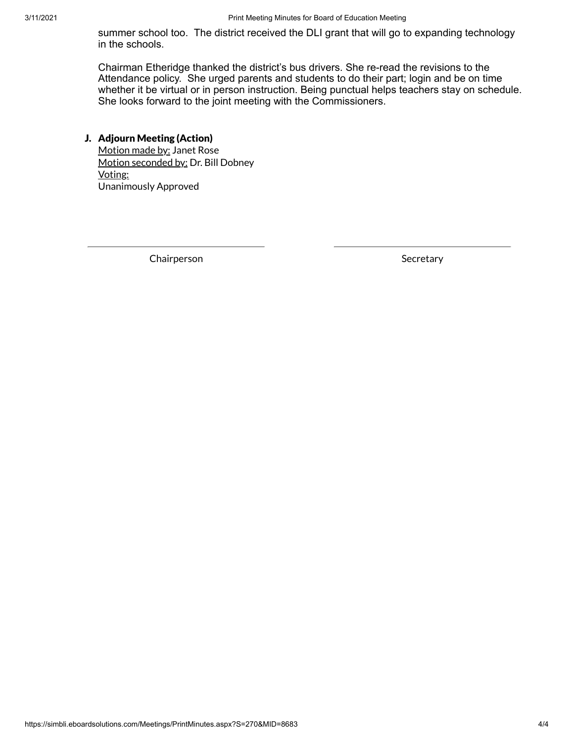summer school too. The district received the DLI grant that will go to expanding technology in the schools.

Chairman Etheridge thanked the district's bus drivers. She re-read the revisions to the Attendance policy. She urged parents and students to do their part; login and be on time whether it be virtual or in person instruction. Being punctual helps teachers stay on schedule. She looks forward to the joint meeting with the Commissioners.

### J. Adjourn Meeting (Action)

Motion made by: Janet Rose
Motion seconded by: Dr. Bill Dobney
Voting:
Unanimously Approved

_______________________ Chairperson

_______________________ Secretary